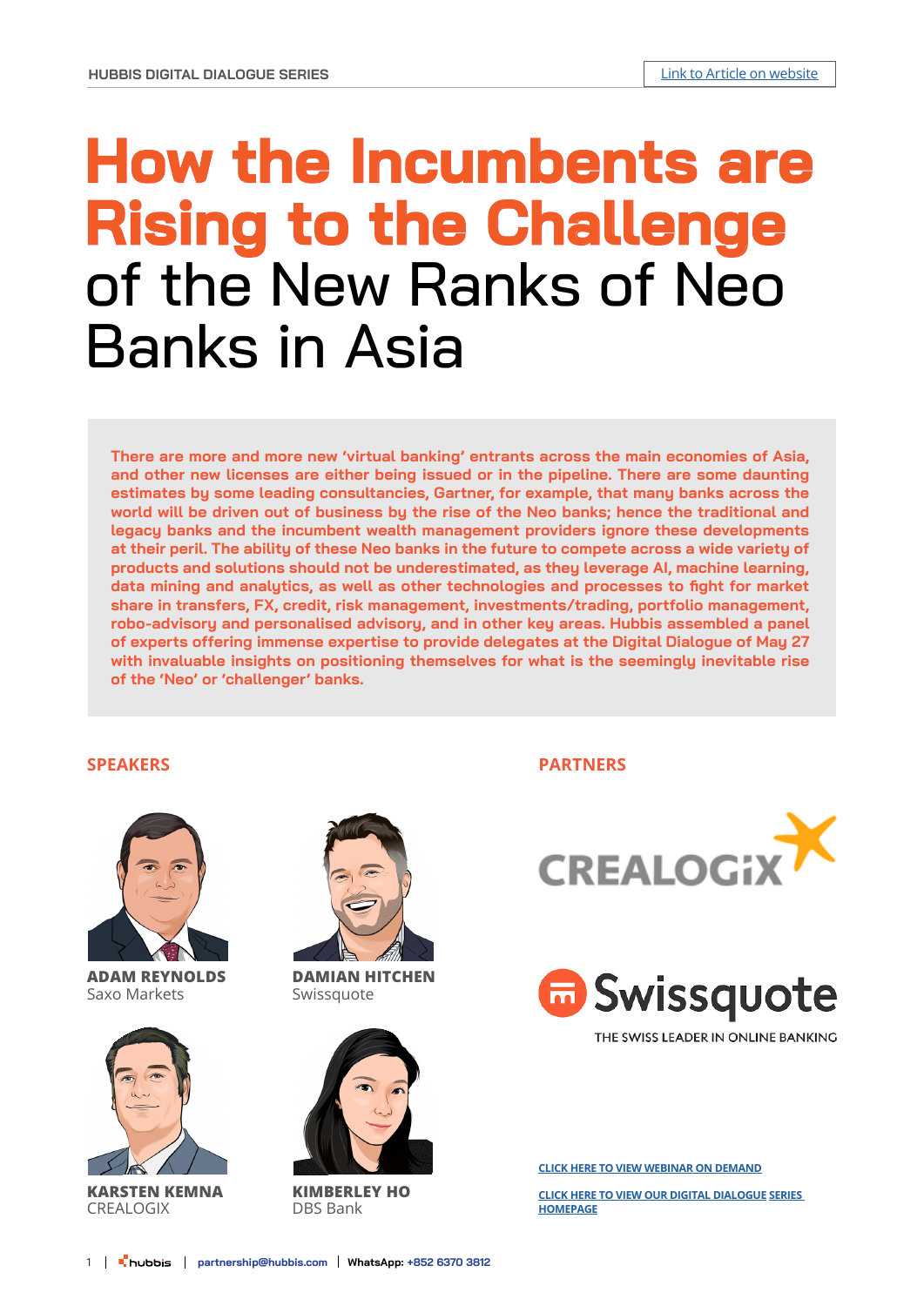# How the Incumbents are Rising to the Challenge of the New Ranks of Neo Banks in Asia

[Link to Article on website]

**There are more and more new 'virtual banking' entrants across the main economies of Asia, and other new licenses are either being issued or in the pipeline. There are some daunting estimates by some leading consultancies, Gartner, for example, that many banks across the world will be driven out of business by the rise of the Neo banks; hence the traditional and legacy banks and the incumbent wealth management providers ignore these developments at their peril. The ability of these Neo banks in the future to compete across a wide variety of products and solutions should not be underestimated, as they leverage AI, machine learning, data mining and analytics, as well as other technologies and processes to fight for market share in transfers, FX, credit, risk management, investments/trading, portfolio management, robo-advisory and personalised advisory, and in other key areas. Hubbis assembled a panel of experts offering immense expertise to provide delegates at the Digital Dialogue of May 27 with invaluable insights on positioning themselves for what is the seemingly inevitable rise of the 'Neo' or 'challenger' banks.**

## SPEAKERS

**ADAM REYNOLDS**
Saxo Markets

**DAMIAN HITCHEN**
Swissquote

**KARSTEN KEMNA**
CREALOGIX

**KIMBERLEY HO**
DBS Bank

## PARTNERS

CREALOGIX

Swissquote
THE SWISS LEADER IN ONLINE BANKING

CLICK HERE TO VIEW WEBINAR ON DEMAND

CLICK HERE TO VIEW OUR DIGITAL DIALOGUE SERIES HOMEPAGE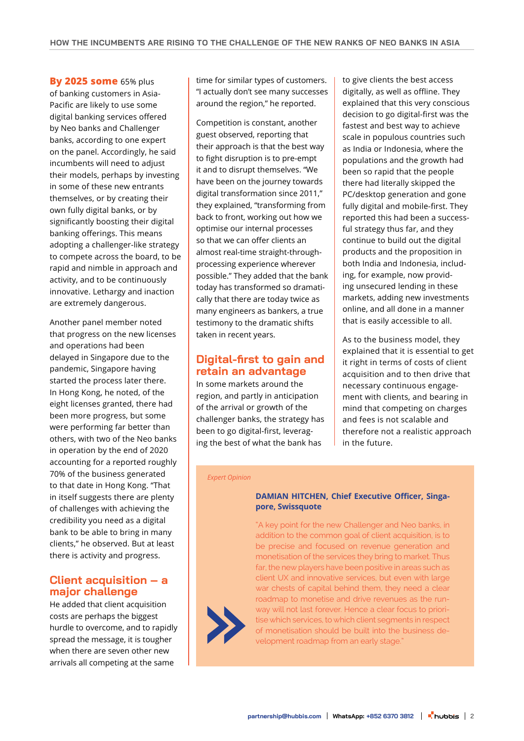**By 2025 some** 65% plus of banking customers in Asia-Pacific are likely to use some digital banking services offered by Neo banks and Challenger banks, according to one expert on the panel. Accordingly, he said incumbents will need to adjust their models, perhaps by investing in some of these new entrants themselves, or by creating their own fully digital banks, or by significantly boosting their digital banking offerings. This means adopting a challenger-like strategy to compete across the board, to be rapid and nimble in approach and activity, and to be continuously innovative. Lethargy and inaction are extremely dangerous.

Another panel member noted that progress on the new licenses and operations had been delayed in Singapore due to the pandemic, Singapore having started the process later there. In Hong Kong, he noted, of the eight licenses granted, there had been more progress, but some were performing far better than others, with two of the Neo banks in operation by the end of 2020 accounting for a reported roughly 70% of the business generated to that date in Hong Kong. "That in itself suggests there are plenty of challenges with achieving the credibility you need as a digital bank to be able to bring in many clients," he observed. But at least there is activity and progress.

## Client acquisition – a major challenge

He added that client acquisition costs are perhaps the biggest hurdle to overcome, and to rapidly spread the message, it is tougher when there are seven other new arrivals all competing at the same time for similar types of customers. "I actually don't see many successes around the region," he reported.

Competition is constant, another guest observed, reporting that their approach is that the best way to fight disruption is to pre-empt it and to disrupt themselves. "We have been on the journey towards digital transformation since 2011," they explained, "transforming from back to front, working out how we optimise our internal processes so that we can offer clients an almost real-time straight-through-processing experience wherever possible." They added that the bank today has transformed so dramatically that there are today twice as many engineers as bankers, a true testimony to the dramatic shifts taken in recent years.

## Digital-first to gain and retain an advantage

In some markets around the region, and partly in anticipation of the arrival or growth of the challenger banks, the strategy has been to go digital-first, leveraging the best of what the bank has to give clients the best access digitally, as well as offline. They explained that this very conscious decision to go digital-first was the fastest and best way to achieve scale in populous countries such as India or Indonesia, where the populations and the growth had been so rapid that the people there had literally skipped the PC/desktop generation and gone fully digital and mobile-first. They reported this had been a successful strategy thus far, and they continue to build out the digital products and the proposition in both India and Indonesia, including, for example, now providing unsecured lending in these markets, adding new investments online, and all done in a manner that is easily accessible to all.

As to the business model, they explained that it is essential to get it right in terms of costs of client acquisition and to then drive that necessary continuous engagement with clients, and bearing in mind that competing on charges and fees is not scalable and therefore not a realistic approach in the future.

*Expert Opinion*

**DAMIAN HITCHEN, Chief Executive Officer, Singapore, Swissquote**

"A key point for the new Challenger and Neo banks, in addition to the common goal of client acquisition, is to be precise and focused on revenue generation and monetisation of the services they bring to market. Thus far, the new players have been positive in areas such as client UX and innovative services, but even with large war chests of capital behind them, they need a clear roadmap to monetise and drive revenues as the runway will not last forever. Hence a clear focus to prioritise which services, to which client segments in respect of monetisation should be built into the business development roadmap from an early stage."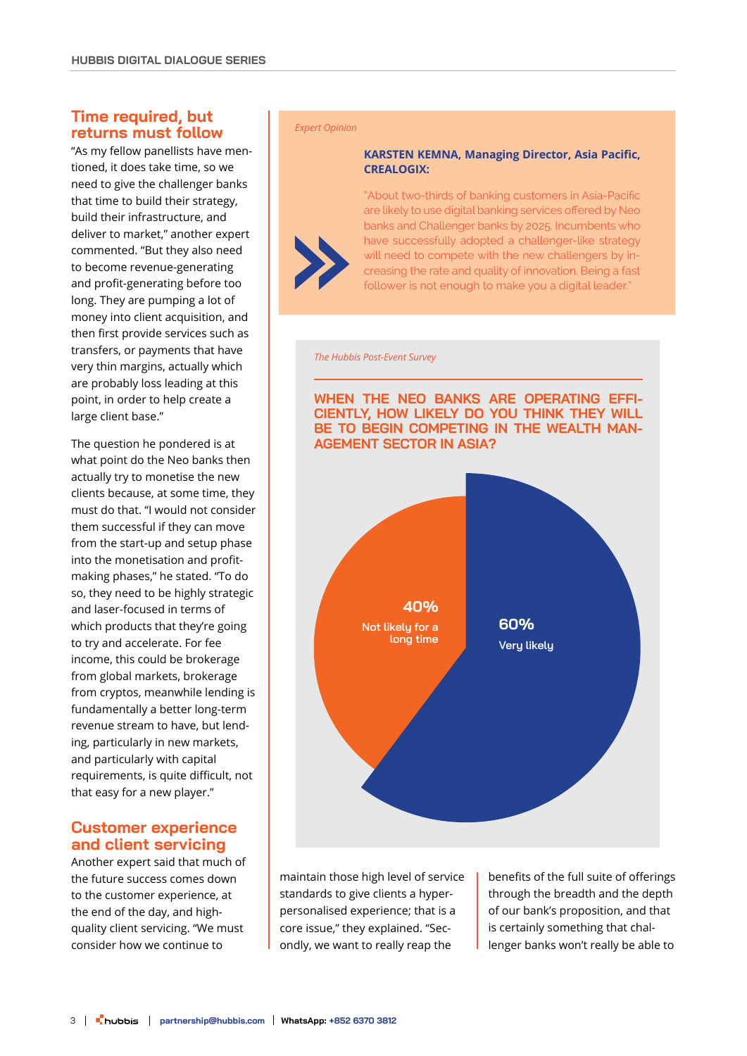## Time required, but returns must follow

"As my fellow panellists have mentioned, it does take time, so we need to give the challenger banks that time to build their strategy, build their infrastructure, and deliver to market," another expert commented. "But they also need to become revenue-generating and profit-generating before too long. They are pumping a lot of money into client acquisition, and then first provide services such as transfers, or payments that have very thin margins, actually which are probably loss leading at this point, in order to help create a large client base."

The question he pondered is at what point do the Neo banks then actually try to monetise the new clients because, at some time, they must do that. "I would not consider them successful if they can move from the start-up and setup phase into the monetisation and profit-making phases," he stated. "To do so, they need to be highly strategic and laser-focused in terms of which products that they're going to try and accelerate. For fee income, this could be brokerage from global markets, brokerage from cryptos, meanwhile lending is fundamentally a better long-term revenue stream to have, but lending, particularly in new markets, and particularly with capital requirements, is quite difficult, not that easy for a new player."

## Customer experience and client servicing

Another expert said that much of the future success comes down to the customer experience, at the end of the day, and high-quality client servicing. "We must consider how we continue to maintain those high level of service standards to give clients a hyper-personalised experience; that is a core issue," they explained. "Secondly, we want to really reap the benefits of the full suite of offerings through the breadth and the depth of our bank's proposition, and that is certainly something that challenger banks won't really be able to

---

*Expert Opinion*

**KARSTEN KEMNA, Managing Director, Asia Pacific, CREALOGIX:**

"About two-thirds of banking customers in Asia-Pacific are likely to use digital banking services offered by Neo banks and Challenger banks by 2025. Incumbents who have successfully adopted a challenger-like strategy will need to compete with the new challengers by increasing the rate and quality of innovation. Being a fast follower is not enough to make you a digital leader."

---

*The Hubbis Post-Event Survey*

**WHEN THE NEO BANKS ARE OPERATING EFFICIENTLY, HOW LIKELY DO YOU THINK THEY WILL BE TO BEGIN COMPETING IN THE WEALTH MANAGEMENT SECTOR IN ASIA?**

| Response | Percentage |
|---|---|
| Very likely | 60% |
| Not likely for a long time | 40% |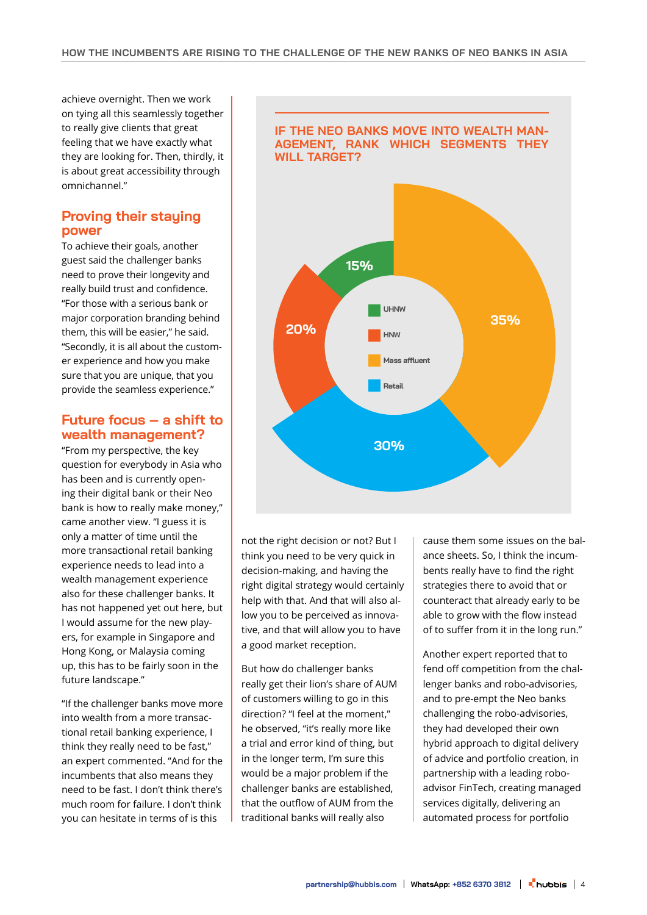achieve overnight. Then we work on tying all this seamlessly together to really give clients that great feeling that we have exactly what they are looking for. Then, thirdly, it is about great accessibility through omnichannel."

## Proving their staying power

To achieve their goals, another guest said the challenger banks need to prove their longevity and really build trust and confidence. "For those with a serious bank or major corporation branding behind them, this will be easier," he said. "Secondly, it is all about the customer experience and how you make sure that you are unique, that you provide the seamless experience."

## Future focus – a shift to wealth management?

"From my perspective, the key question for everybody in Asia who has been and is currently opening their digital bank or their Neo bank is how to really make money," came another view. "I guess it is only a matter of time until the more transactional retail banking experience needs to lead into a wealth management experience also for these challenger banks. It has not happened yet out here, but I would assume for the new players, for example in Singapore and Hong Kong, or Malaysia coming up, this has to be fairly soon in the future landscape."

"If the challenger banks move more into wealth from a more transactional retail banking experience, I think they really need to be fast," an expert commented. "And for the incumbents that also means they need to be fast. I don't think there's much room for failure. I don't think you can hesitate in terms of is this not the right decision or not? But I think you need to be very quick in decision-making, and having the right digital strategy would certainly help with that. And that will also allow you to be perceived as innovative, and that will allow you to have a good market reception.

**IF THE NEO BANKS MOVE INTO WEALTH MANAGEMENT, RANK WHICH SEGMENTS THEY WILL TARGET?**

| Segment | % |
| --- | --- |
| UHNW | 15% |
| HNW | 20% |
| Mass affluent | 35% |
| Retail | 30% |

But how do challenger banks really get their lion's share of AUM of customers willing to go in this direction? "I feel at the moment," he observed, "it's really more like a trial and error kind of thing, but in the longer term, I'm sure this would be a major problem if the challenger banks are established, that the outflow of AUM from the traditional banks will really also cause them some issues on the balance sheets. So, I think the incumbents really have to find the right strategies there to avoid that or counteract that already early to be able to grow with the flow instead of to suffer from it in the long run."

Another expert reported that to fend off competition from the challenger banks and robo-advisories, and to pre-empt the Neo banks challenging the robo-advisories, they had developed their own hybrid approach to digital delivery of advice and portfolio creation, in partnership with a leading robo-advisor FinTech, creating managed services digitally, delivering an automated process for portfolio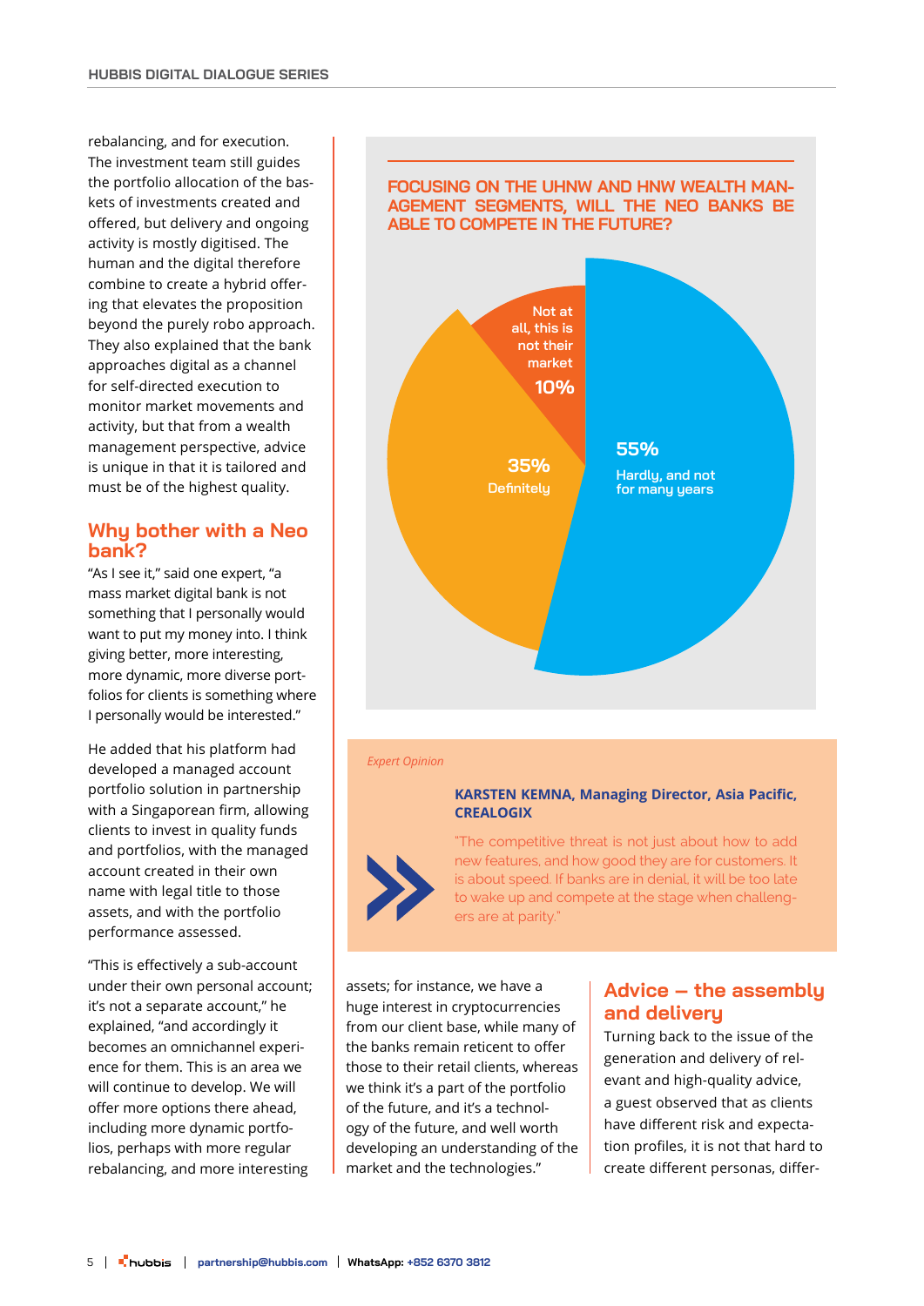rebalancing, and for execution. The investment team still guides the portfolio allocation of the baskets of investments created and offered, but delivery and ongoing activity is mostly digitised. The human and the digital therefore combine to create a hybrid offering that elevates the proposition beyond the purely robo approach. They also explained that the bank approaches digital as a channel for self-directed execution to monitor market movements and activity, but that from a wealth management perspective, advice is unique in that it is tailored and must be of the highest quality.

## Why bother with a Neo bank?

"As I see it," said one expert, "a mass market digital bank is not something that I personally would want to put my money into. I think giving better, more interesting, more dynamic, more diverse portfolios for clients is something where I personally would be interested."

He added that his platform had developed a managed account portfolio solution in partnership with a Singaporean firm, allowing clients to invest in quality funds and portfolios, with the managed account created in their own name with legal title to those assets, and with the portfolio performance assessed.

"This is effectively a sub-account under their own personal account; it's not a separate account," he explained, "and accordingly it becomes an omnichannel experience for them. This is an area we will continue to develop. We will offer more options there ahead, including more dynamic portfolios, perhaps with more regular rebalancing, and more interesting assets; for instance, we have a huge interest in cryptocurrencies from our client base, while many of the banks remain reticent to offer those to their retail clients, whereas we think it's a part of the portfolio of the future, and it's a technology of the future, and well worth developing an understanding of the market and the technologies."

### FOCUSING ON THE UHNW AND HNW WEALTH MANAGEMENT SEGMENTS, WILL THE NEO BANKS BE ABLE TO COMPETE IN THE FUTURE?

| Response | Share |
| --- | --- |
| Hardly, and not for many years | 55% |
| Definitely | 35% |
| Not at all, this is not their market | 10% |

*Expert Opinion*

**KARSTEN KEMNA, Managing Director, Asia Pacific, CREALOGIX**

"The competitive threat is not just about how to add new features, and how good they are for customers. It is about speed. If banks are in denial, it will be too late to wake up and compete at the stage when challengers are at parity."

## Advice – the assembly and delivery

Turning back to the issue of the generation and delivery of relevant and high-quality advice, a guest observed that as clients have different risk and expectation profiles, it is not that hard to create different personas, differ-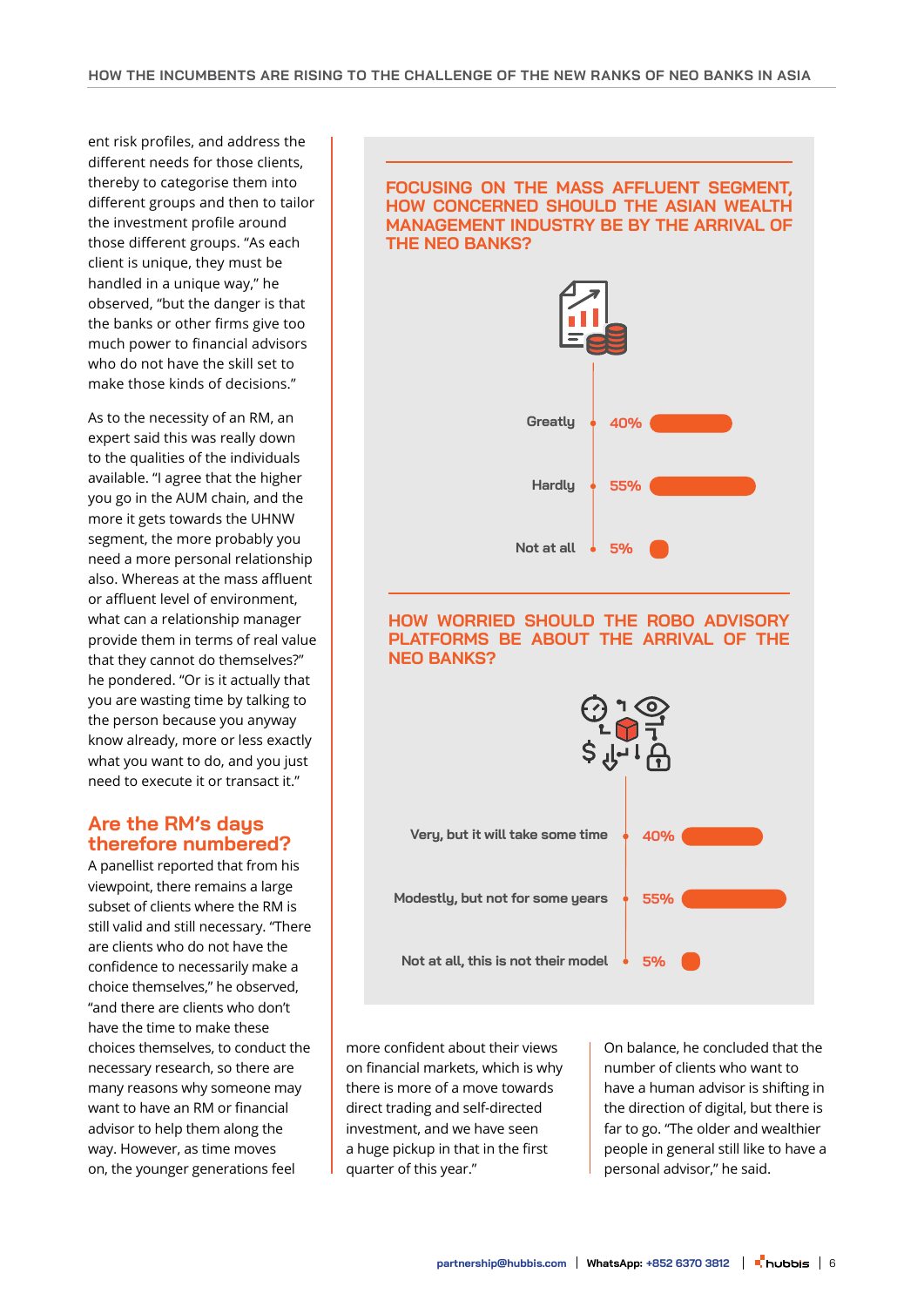ent risk profiles, and address the different needs for those clients, thereby to categorise them into different groups and then to tailor the investment profile around those different groups. "As each client is unique, they must be handled in a unique way," he observed, "but the danger is that the banks or other firms give too much power to financial advisors who do not have the skill set to make those kinds of decisions."

As to the necessity of an RM, an expert said this was really down to the qualities of the individuals available. "I agree that the higher you go in the AUM chain, and the more it gets towards the UHNW segment, the more probably you need a more personal relationship also. Whereas at the mass affluent or affluent level of environment, what can a relationship manager provide them in terms of real value that they cannot do themselves?" he pondered. "Or is it actually that you are wasting time by talking to the person because you anyway know already, more or less exactly what you want to do, and you just need to execute it or transact it."

## Are the RM's days therefore numbered?

A panellist reported that from his viewpoint, there remains a large subset of clients where the RM is still valid and still necessary. "There are clients who do not have the confidence to necessarily make a choice themselves," he observed, "and there are clients who don't have the time to make these choices themselves, to conduct the necessary research, so there are many reasons why someone may want to have an RM or financial advisor to help them along the way. However, as time moves on, the younger generations feel more confident about their views on financial markets, which is why there is more of a move towards direct trading and self-directed investment, and we have seen a huge pickup in that in the first quarter of this year."

On balance, he concluded that the number of clients who want to have a human advisor is shifting in the direction of digital, but there is far to go. "The older and wealthier people in general still like to have a personal advisor," he said.

### FOCUSING ON THE MASS AFFLUENT SEGMENT, HOW CONCERNED SHOULD THE ASIAN WEALTH MANAGEMENT INDUSTRY BE BY THE ARRIVAL OF THE NEO BANKS?

| Response | % |
| --- | --- |
| Greatly | 40% |
| Hardly | 55% |
| Not at all | 5% |

### HOW WORRIED SHOULD THE ROBO ADVISORY PLATFORMS BE ABOUT THE ARRIVAL OF THE NEO BANKS?

| Response | % |
| --- | --- |
| Very, but it will take some time | 40% |
| Modestly, but not for some years | 55% |
| Not at all, this is not their model | 5% |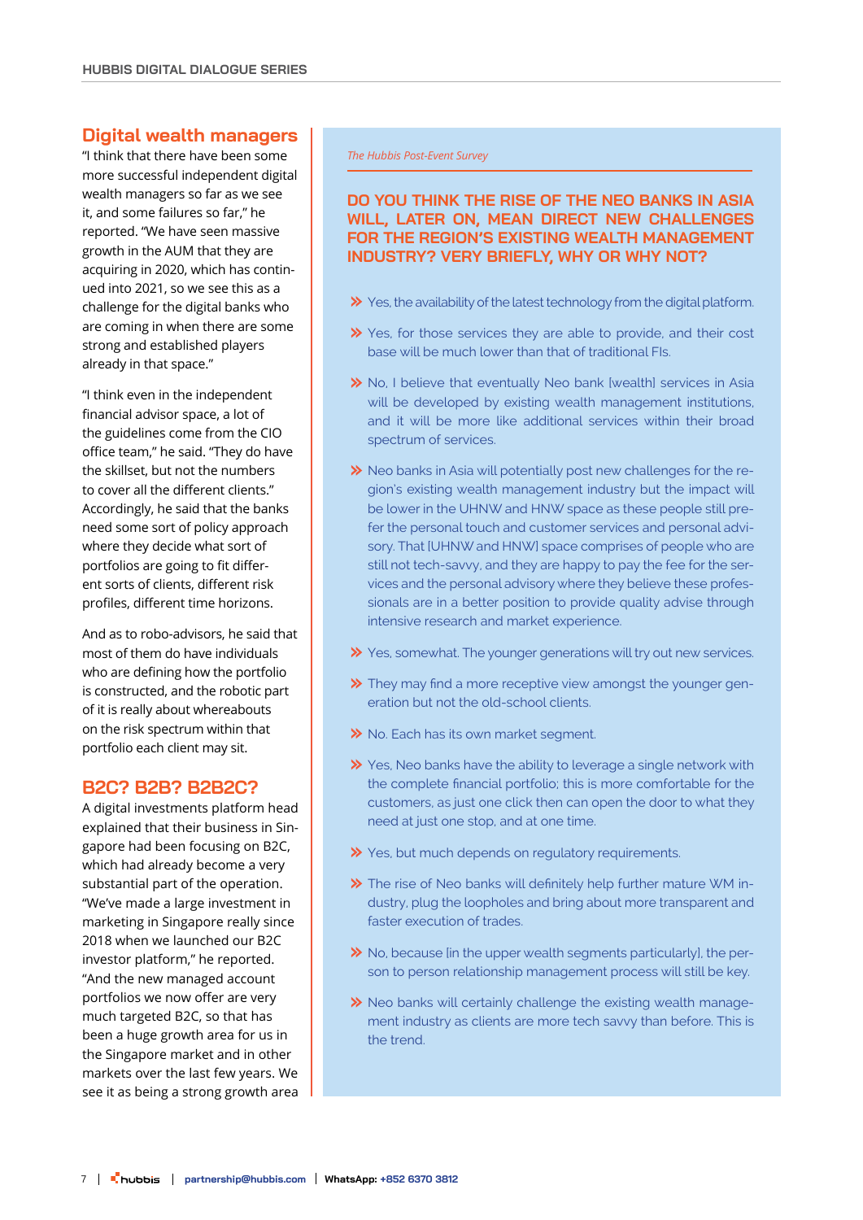## Digital wealth managers

"I think that there have been some more successful independent digital wealth managers so far as we see it, and some failures so far," he reported. "We have seen massive growth in the AUM that they are acquiring in 2020, which has continued into 2021, so we see this as a challenge for the digital banks who are coming in when there are some strong and established players already in that space."

"I think even in the independent financial advisor space, a lot of the guidelines come from the CIO office team," he said. "They do have the skillset, but not the numbers to cover all the different clients." Accordingly, he said that the banks need some sort of policy approach where they decide what sort of portfolios are going to fit different sorts of clients, different risk profiles, different time horizons.

And as to robo-advisors, he said that most of them do have individuals who are defining how the portfolio is constructed, and the robotic part of it is really about whereabouts on the risk spectrum within that portfolio each client may sit.

## B2C? B2B? B2B2C?

A digital investments platform head explained that their business in Singapore had been focusing on B2C, which had already become a very substantial part of the operation. "We've made a large investment in marketing in Singapore really since 2018 when we launched our B2C investor platform," he reported. "And the new managed account portfolios we now offer are very much targeted B2C, so that has been a huge growth area for us in the Singapore market and in other markets over the last few years. We see it as being a strong growth area

*The Hubbis Post-Event Survey*

### DO YOU THINK THE RISE OF THE NEO BANKS IN ASIA WILL, LATER ON, MEAN DIRECT NEW CHALLENGES FOR THE REGION'S EXISTING WEALTH MANAGEMENT INDUSTRY? VERY BRIEFLY, WHY OR WHY NOT?

- Yes, the availability of the latest technology from the digital platform.
- Yes, for those services they are able to provide, and their cost base will be much lower than that of traditional FIs.
- No, I believe that eventually Neo bank [wealth] services in Asia will be developed by existing wealth management institutions, and it will be more like additional services within their broad spectrum of services.
- Neo banks in Asia will potentially post new challenges for the region's existing wealth management industry but the impact will be lower in the UHNW and HNW space as these people still prefer the personal touch and customer services and personal advisory. That [UHNW and HNW] space comprises of people who are still not tech-savvy, and they are happy to pay the fee for the services and the personal advisory where they believe these professionals are in a better position to provide quality advise through intensive research and market experience.
- Yes, somewhat. The younger generations will try out new services.
- They may find a more receptive view amongst the younger generation but not the old-school clients.
- No. Each has its own market segment.
- Yes, Neo banks have the ability to leverage a single network with the complete financial portfolio; this is more comfortable for the customers, as just one click then can open the door to what they need at just one stop, and at one time.
- Yes, but much depends on regulatory requirements.
- The rise of Neo banks will definitely help further mature WM industry, plug the loopholes and bring about more transparent and faster execution of trades.
- No, because [in the upper wealth segments particularly], the person to person relationship management process will still be key.
- Neo banks will certainly challenge the existing wealth management industry as clients are more tech savvy than before. This is the trend.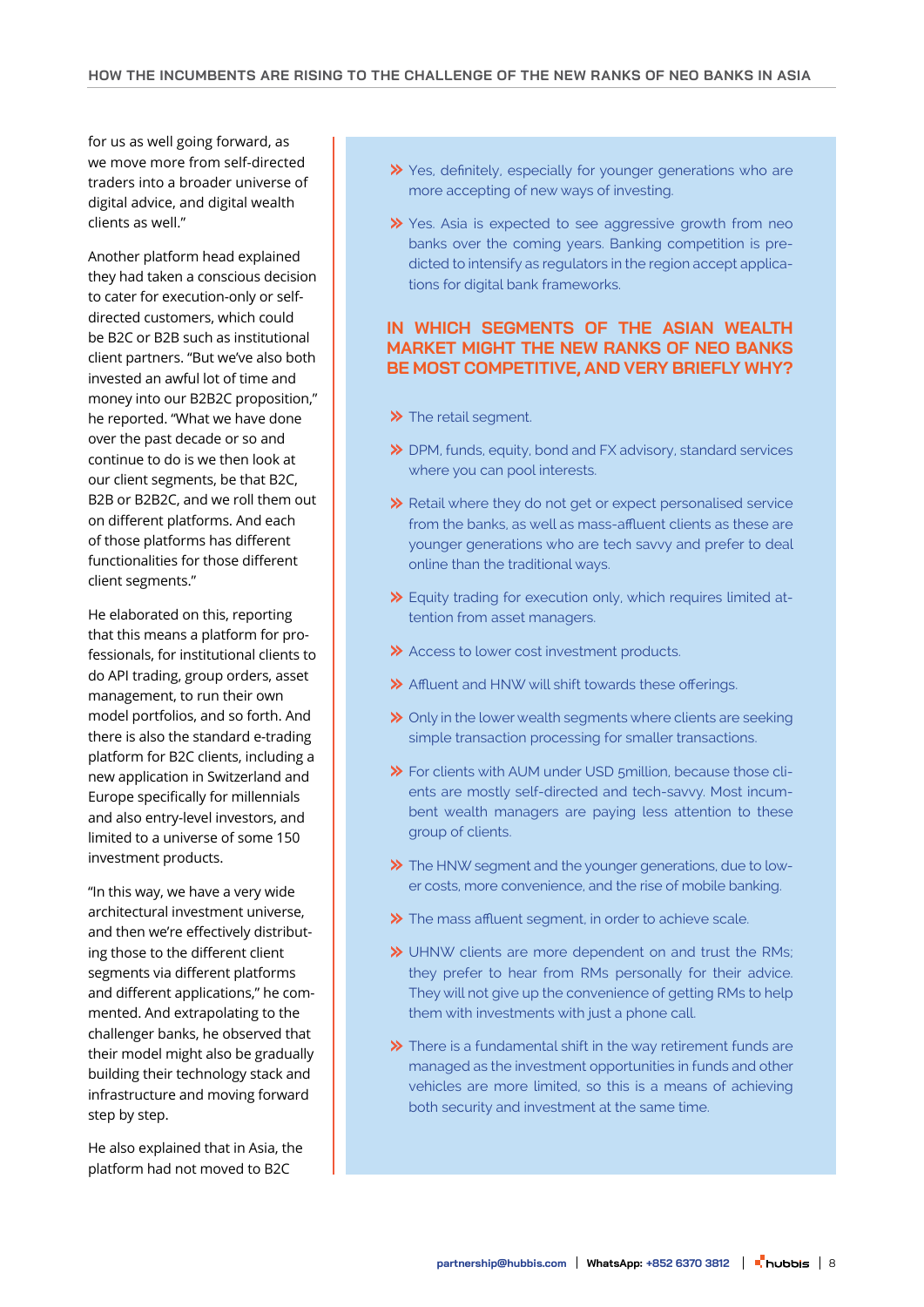for us as well going forward, as we move more from self-directed traders into a broader universe of digital advice, and digital wealth clients as well."

Another platform head explained they had taken a conscious decision to cater for execution-only or self-directed customers, which could be B2C or B2B such as institutional client partners. "But we've also both invested an awful lot of time and money into our B2B2C proposition," he reported. "What we have done over the past decade or so and continue to do is we then look at our client segments, be that B2C, B2B or B2B2C, and we roll them out on different platforms. And each of those platforms has different functionalities for those different client segments."

He elaborated on this, reporting that this means a platform for professionals, for institutional clients to do API trading, group orders, asset management, to run their own model portfolios, and so forth. And there is also the standard e-trading platform for B2C clients, including a new application in Switzerland and Europe specifically for millennials and also entry-level investors, and limited to a universe of some 150 investment products.

"In this way, we have a very wide architectural investment universe, and then we're effectively distributing those to the different client segments via different platforms and different applications," he commented. And extrapolating to the challenger banks, he observed that their model might also be gradually building their technology stack and infrastructure and moving forward step by step.

He also explained that in Asia, the platform had not moved to B2C

- Yes, definitely, especially for younger generations who are more accepting of new ways of investing.
- Yes. Asia is expected to see aggressive growth from neo banks over the coming years. Banking competition is predicted to intensify as regulators in the region accept applications for digital bank frameworks.

## IN WHICH SEGMENTS OF THE ASIAN WEALTH MARKET MIGHT THE NEW RANKS OF NEO BANKS BE MOST COMPETITIVE, AND VERY BRIEFLY WHY?

- The retail segment.
- DPM, funds, equity, bond and FX advisory, standard services where you can pool interests.
- Retail where they do not get or expect personalised service from the banks, as well as mass-affluent clients as these are younger generations who are tech savvy and prefer to deal online than the traditional ways.
- Equity trading for execution only, which requires limited attention from asset managers.
- Access to lower cost investment products.
- Affluent and HNW will shift towards these offerings.
- Only in the lower wealth segments where clients are seeking simple transaction processing for smaller transactions.
- For clients with AUM under USD 5million, because those clients are mostly self-directed and tech-savvy. Most incumbent wealth managers are paying less attention to these group of clients.
- The HNW segment and the younger generations, due to lower costs, more convenience, and the rise of mobile banking.
- The mass affluent segment, in order to achieve scale.
- UHNW clients are more dependent on and trust the RMs; they prefer to hear from RMs personally for their advice. They will not give up the convenience of getting RMs to help them with investments with just a phone call.
- There is a fundamental shift in the way retirement funds are managed as the investment opportunities in funds and other vehicles are more limited, so this is a means of achieving both security and investment at the same time.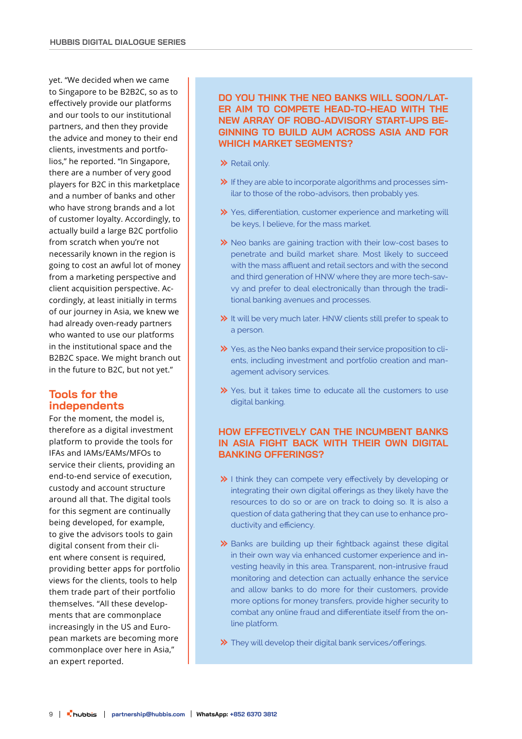yet. "We decided when we came to Singapore to be B2B2C, so as to effectively provide our platforms and our tools to our institutional partners, and then they provide the advice and money to their end clients, investments and portfolios," he reported. "In Singapore, there are a number of very good players for B2C in this marketplace and a number of banks and other who have strong brands and a lot of customer loyalty. Accordingly, to actually build a large B2C portfolio from scratch when you're not necessarily known in the region is going to cost an awful lot of money from a marketing perspective and client acquisition perspective. Accordingly, at least initially in terms of our journey in Asia, we knew we had already oven-ready partners who wanted to use our platforms in the institutional space and the B2B2C space. We might branch out in the future to B2C, but not yet."

## Tools for the independents

For the moment, the model is, therefore as a digital investment platform to provide the tools for IFAs and IAMs/EAMs/MFOs to service their clients, providing an end-to-end service of execution, custody and account structure around all that. The digital tools for this segment are continually being developed, for example, to give the advisors tools to gain digital consent from their client where consent is required, providing better apps for portfolio views for the clients, tools to help them trade part of their portfolio themselves. "All these developments that are commonplace increasingly in the US and European markets are becoming more commonplace over here in Asia," an expert reported.

### DO YOU THINK THE NEO BANKS WILL SOON/LATER AIM TO COMPETE HEAD-TO-HEAD WITH THE NEW ARRAY OF ROBO-ADVISORY START-UPS BEGINNING TO BUILD AUM ACROSS ASIA AND FOR WHICH MARKET SEGMENTS?

- Retail only.
- If they are able to incorporate algorithms and processes similar to those of the robo-advisors, then probably yes.
- Yes, differentiation, customer experience and marketing will be keys, I believe, for the mass market.
- Neo banks are gaining traction with their low-cost bases to penetrate and build market share. Most likely to succeed with the mass affluent and retail sectors and with the second and third generation of HNW where they are more tech-savvy and prefer to deal electronically than through the traditional banking avenues and processes.
- It will be very much later. HNW clients still prefer to speak to a person.
- Yes, as the Neo banks expand their service proposition to clients, including investment and portfolio creation and management advisory services.
- Yes, but it takes time to educate all the customers to use digital banking.

### HOW EFFECTIVELY CAN THE INCUMBENT BANKS IN ASIA FIGHT BACK WITH THEIR OWN DIGITAL BANKING OFFERINGS?

- I think they can compete very effectively by developing or integrating their own digital offerings as they likely have the resources to do so or are on track to doing so. It is also a question of data gathering that they can use to enhance productivity and efficiency.
- Banks are building up their fightback against these digital in their own way via enhanced customer experience and investing heavily in this area. Transparent, non-intrusive fraud monitoring and detection can actually enhance the service and allow banks to do more for their customers, provide more options for money transfers, provide higher security to combat any online fraud and differentiate itself from the online platform.
- They will develop their digital bank services/offerings.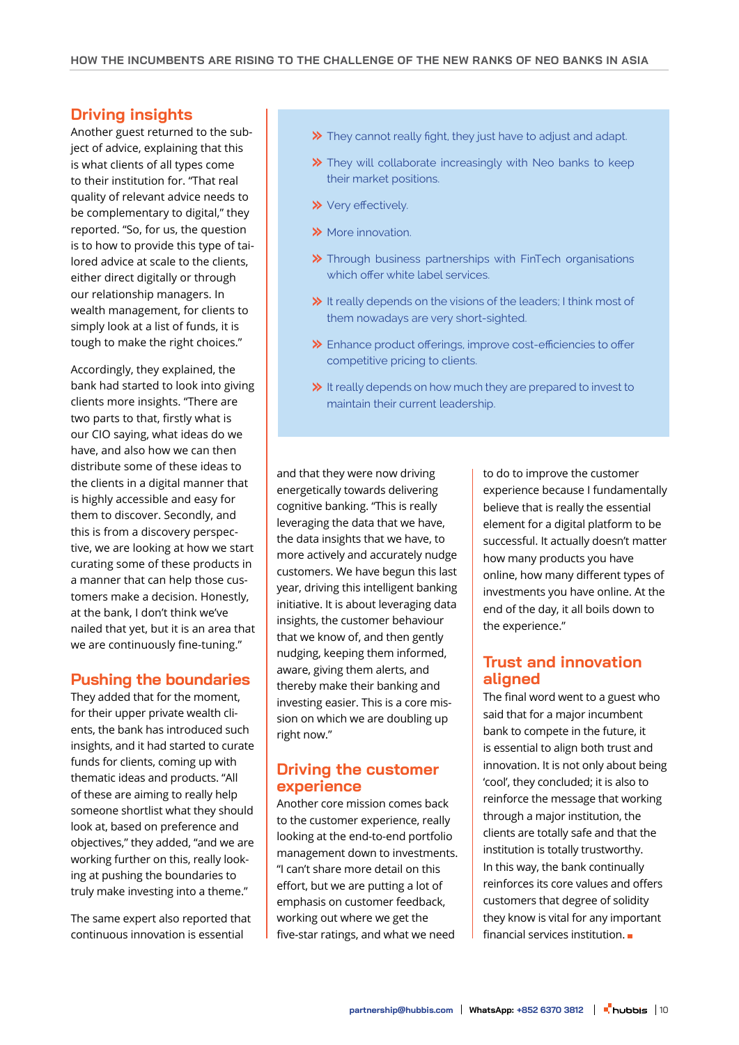## Driving insights

Another guest returned to the subject of advice, explaining that this is what clients of all types come to their institution for. "That real quality of relevant advice needs to be complementary to digital," they reported. "So, for us, the question is to how to provide this type of tailored advice at scale to the clients, either direct digitally or through our relationship managers. In wealth management, for clients to simply look at a list of funds, it is tough to make the right choices."

Accordingly, they explained, the bank had started to look into giving clients more insights. "There are two parts to that, firstly what is our CIO saying, what ideas do we have, and also how we can then distribute some of these ideas to the clients in a digital manner that is highly accessible and easy for them to discover. Secondly, and this is from a discovery perspective, we are looking at how we start curating some of these products in a manner that can help those customers make a decision. Honestly, at the bank, I don't think we've nailed that yet, but it is an area that we are continuously fine-tuning."

## Pushing the boundaries

They added that for the moment, for their upper private wealth clients, the bank has introduced such insights, and it had started to curate funds for clients, coming up with thematic ideas and products. "All of these are aiming to really help someone shortlist what they should look at, based on preference and objectives," they added, "and we are working further on this, really looking at pushing the boundaries to truly make investing into a theme."

The same expert also reported that continuous innovation is essential and that they were now driving energetically towards delivering cognitive banking. "This is really leveraging the data that we have, the data insights that we have, to more actively and accurately nudge customers. We have begun this last year, driving this intelligent banking initiative. It is about leveraging data insights, the customer behaviour that we know of, and then gently nudging, keeping them informed, aware, giving them alerts, and thereby make their banking and investing easier. This is a core mission on which we are doubling up right now."

- They cannot really fight, they just have to adjust and adapt.
- They will collaborate increasingly with Neo banks to keep their market positions.
- Very effectively.
- More innovation.
- Through business partnerships with FinTech organisations which offer white label services.
- It really depends on the visions of the leaders; I think most of them nowadays are very short-sighted.
- Enhance product offerings, improve cost-efficiencies to offer competitive pricing to clients.
- It really depends on how much they are prepared to invest to maintain their current leadership.

## Driving the customer experience

Another core mission comes back to the customer experience, really looking at the end-to-end portfolio management down to investments. "I can't share more detail on this effort, but we are putting a lot of emphasis on customer feedback, working out where we get the five-star ratings, and what we need to do to improve the customer experience because I fundamentally believe that is really the essential element for a digital platform to be successful. It actually doesn't matter how many products you have online, how many different types of investments you have online. At the end of the day, it all boils down to the experience."

## Trust and innovation aligned

The final word went to a guest who said that for a major incumbent bank to compete in the future, it is essential to align both trust and innovation. It is not only about being 'cool', they concluded; it is also to reinforce the message that working through a major institution, the clients are totally safe and that the institution is totally trustworthy. In this way, the bank continually reinforces its core values and offers customers that degree of solidity they know is vital for any important financial services institution.